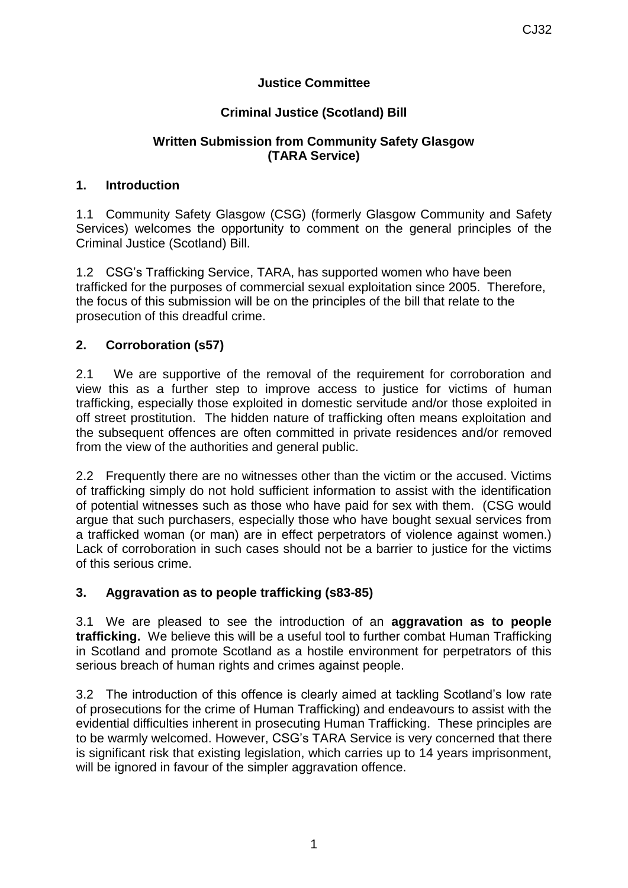**Justice Committee**

**Criminal Justice (Scotland) Bill**

**Written Submission from Community Safety Glasgow (TARA Service)**

## 1. Introduction

1.1 Community Safety Glasgow (CSG) (formerly Glasgow Community and Safety Services) welcomes the opportunity to comment on the general principles of the Criminal Justice (Scotland) Bill.

1.2 CSG's Trafficking Service, TARA, has supported women who have been trafficked for the purposes of commercial sexual exploitation since 2005. Therefore, the focus of this submission will be on the principles of the bill that relate to the prosecution of this dreadful crime.

## 2. Corroboration (s57)

2.1 We are supportive of the removal of the requirement for corroboration and view this as a further step to improve access to justice for victims of human trafficking, especially those exploited in domestic servitude and/or those exploited in off street prostitution. The hidden nature of trafficking often means exploitation and the subsequent offences are often committed in private residences and/or removed from the view of the authorities and general public.

2.2 Frequently there are no witnesses other than the victim or the accused. Victims of trafficking simply do not hold sufficient information to assist with the identification of potential witnesses such as those who have paid for sex with them. (CSG would argue that such purchasers, especially those who have bought sexual services from a trafficked woman (or man) are in effect perpetrators of violence against women.) Lack of corroboration in such cases should not be a barrier to justice for the victims of this serious crime.

## 3. Aggravation as to people trafficking (s83-85)

3.1 We are pleased to see the introduction of an **aggravation as to people trafficking.** We believe this will be a useful tool to further combat Human Trafficking in Scotland and promote Scotland as a hostile environment for perpetrators of this serious breach of human rights and crimes against people.

3.2 The introduction of this offence is clearly aimed at tackling Scotland's low rate of prosecutions for the crime of Human Trafficking) and endeavours to assist with the evidential difficulties inherent in prosecuting Human Trafficking. These principles are to be warmly welcomed. However, CSG's TARA Service is very concerned that there is significant risk that existing legislation, which carries up to 14 years imprisonment, will be ignored in favour of the simpler aggravation offence.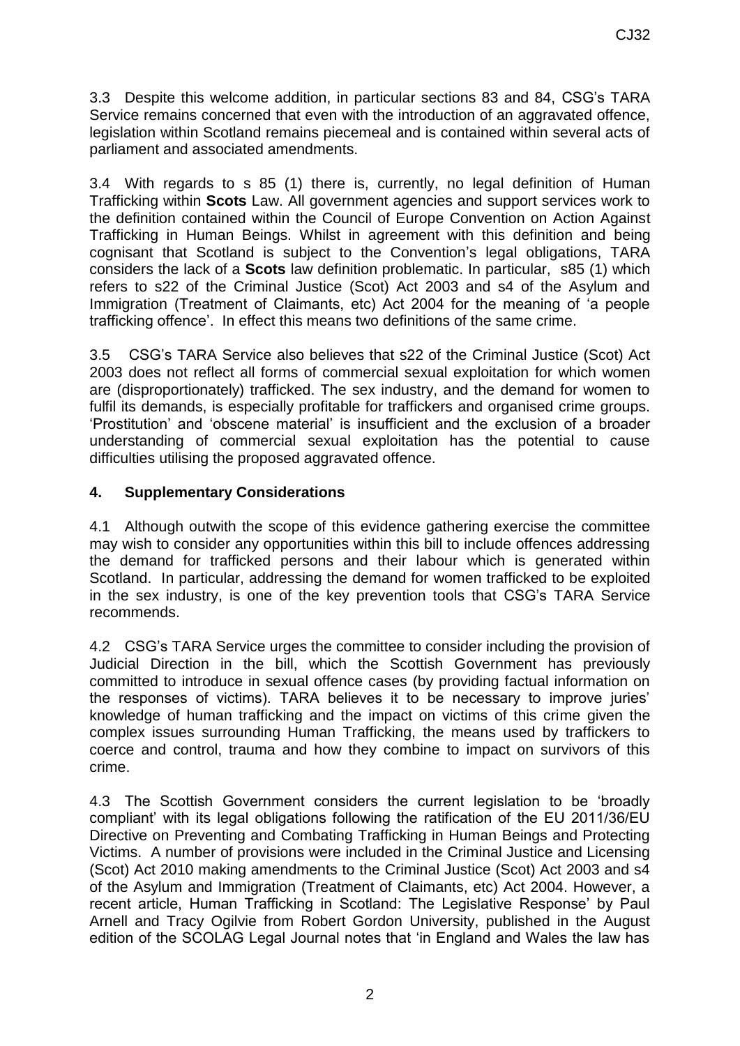3.3 Despite this welcome addition, in particular sections 83 and 84, CSG's TARA Service remains concerned that even with the introduction of an aggravated offence, legislation within Scotland remains piecemeal and is contained within several acts of parliament and associated amendments.

3.4 With regards to s 85 (1) there is, currently, no legal definition of Human Trafficking within **Scots** Law. All government agencies and support services work to the definition contained within the Council of Europe Convention on Action Against Trafficking in Human Beings. Whilst in agreement with this definition and being cognisant that Scotland is subject to the Convention's legal obligations, TARA considers the lack of a **Scots** law definition problematic. In particular, s85 (1) which refers to s22 of the Criminal Justice (Scot) Act 2003 and s4 of the Asylum and Immigration (Treatment of Claimants, etc) Act 2004 for the meaning of 'a people trafficking offence'. In effect this means two definitions of the same crime.

3.5 CSG's TARA Service also believes that s22 of the Criminal Justice (Scot) Act 2003 does not reflect all forms of commercial sexual exploitation for which women are (disproportionately) trafficked. The sex industry, and the demand for women to fulfil its demands, is especially profitable for traffickers and organised crime groups. 'Prostitution' and 'obscene material' is insufficient and the exclusion of a broader understanding of commercial sexual exploitation has the potential to cause difficulties utilising the proposed aggravated offence.

## 4. Supplementary Considerations

4.1 Although outwith the scope of this evidence gathering exercise the committee may wish to consider any opportunities within this bill to include offences addressing the demand for trafficked persons and their labour which is generated within Scotland. In particular, addressing the demand for women trafficked to be exploited in the sex industry, is one of the key prevention tools that CSG's TARA Service recommends.

4.2 CSG's TARA Service urges the committee to consider including the provision of Judicial Direction in the bill, which the Scottish Government has previously committed to introduce in sexual offence cases (by providing factual information on the responses of victims). TARA believes it to be necessary to improve juries' knowledge of human trafficking and the impact on victims of this crime given the complex issues surrounding Human Trafficking, the means used by traffickers to coerce and control, trauma and how they combine to impact on survivors of this crime.

4.3 The Scottish Government considers the current legislation to be 'broadly compliant' with its legal obligations following the ratification of the EU 2011/36/EU Directive on Preventing and Combating Trafficking in Human Beings and Protecting Victims. A number of provisions were included in the Criminal Justice and Licensing (Scot) Act 2010 making amendments to the Criminal Justice (Scot) Act 2003 and s4 of the Asylum and Immigration (Treatment of Claimants, etc) Act 2004. However, a recent article, Human Trafficking in Scotland: The Legislative Response' by Paul Arnell and Tracy Ogilvie from Robert Gordon University, published in the August edition of the SCOLAG Legal Journal notes that 'in England and Wales the law has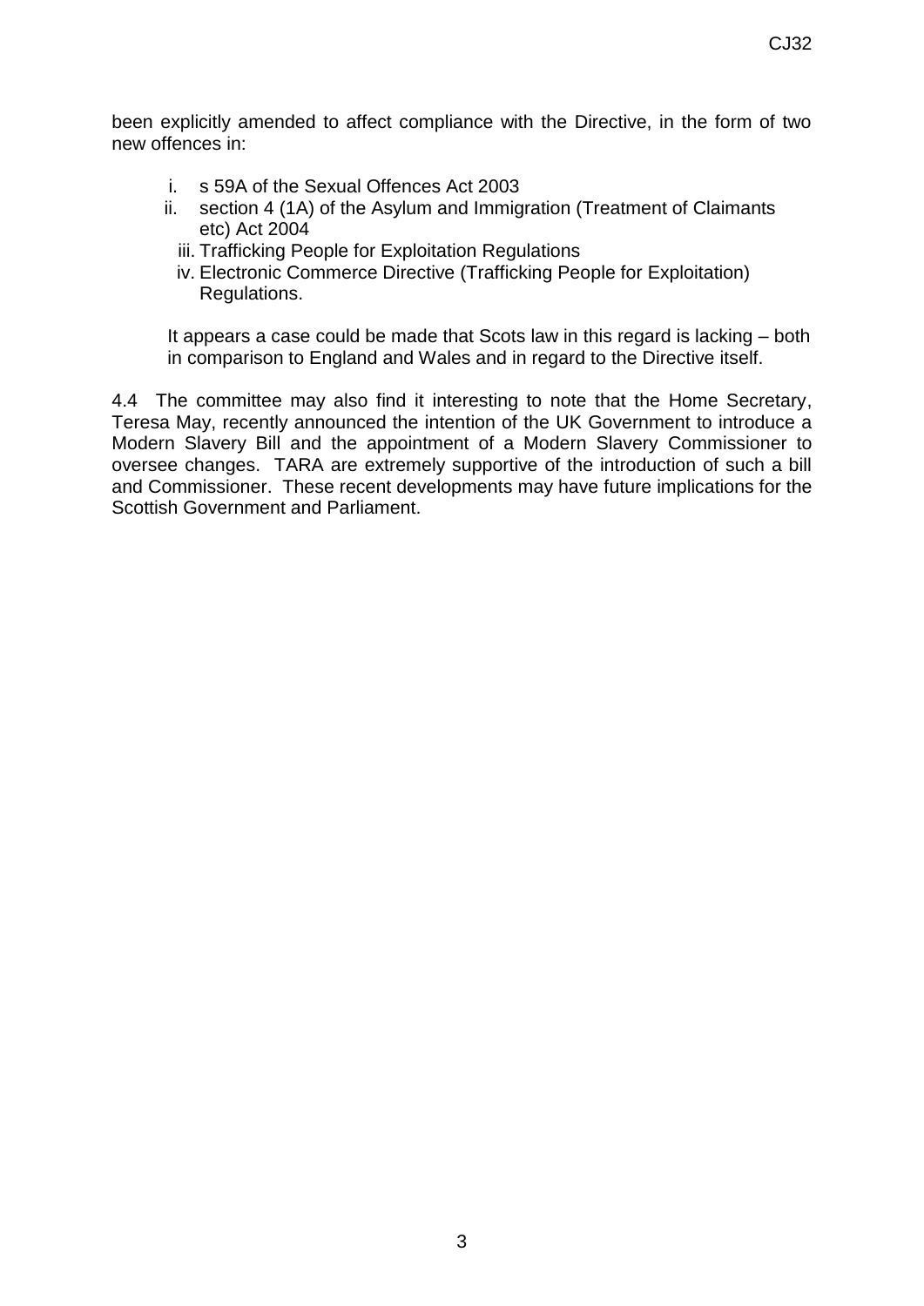been explicitly amended to affect compliance with the Directive, in the form of two new offences in:

i. s 59A of the Sexual Offences Act 2003
ii. section 4 (1A) of the Asylum and Immigration (Treatment of Claimants etc) Act 2004
iii. Trafficking People for Exploitation Regulations
iv. Electronic Commerce Directive (Trafficking People for Exploitation) Regulations.

It appears a case could be made that Scots law in this regard is lacking – both in comparison to England and Wales and in regard to the Directive itself.

4.4 The committee may also find it interesting to note that the Home Secretary, Teresa May, recently announced the intention of the UK Government to introduce a Modern Slavery Bill and the appointment of a Modern Slavery Commissioner to oversee changes. TARA are extremely supportive of the introduction of such a bill and Commissioner. These recent developments may have future implications for the Scottish Government and Parliament.